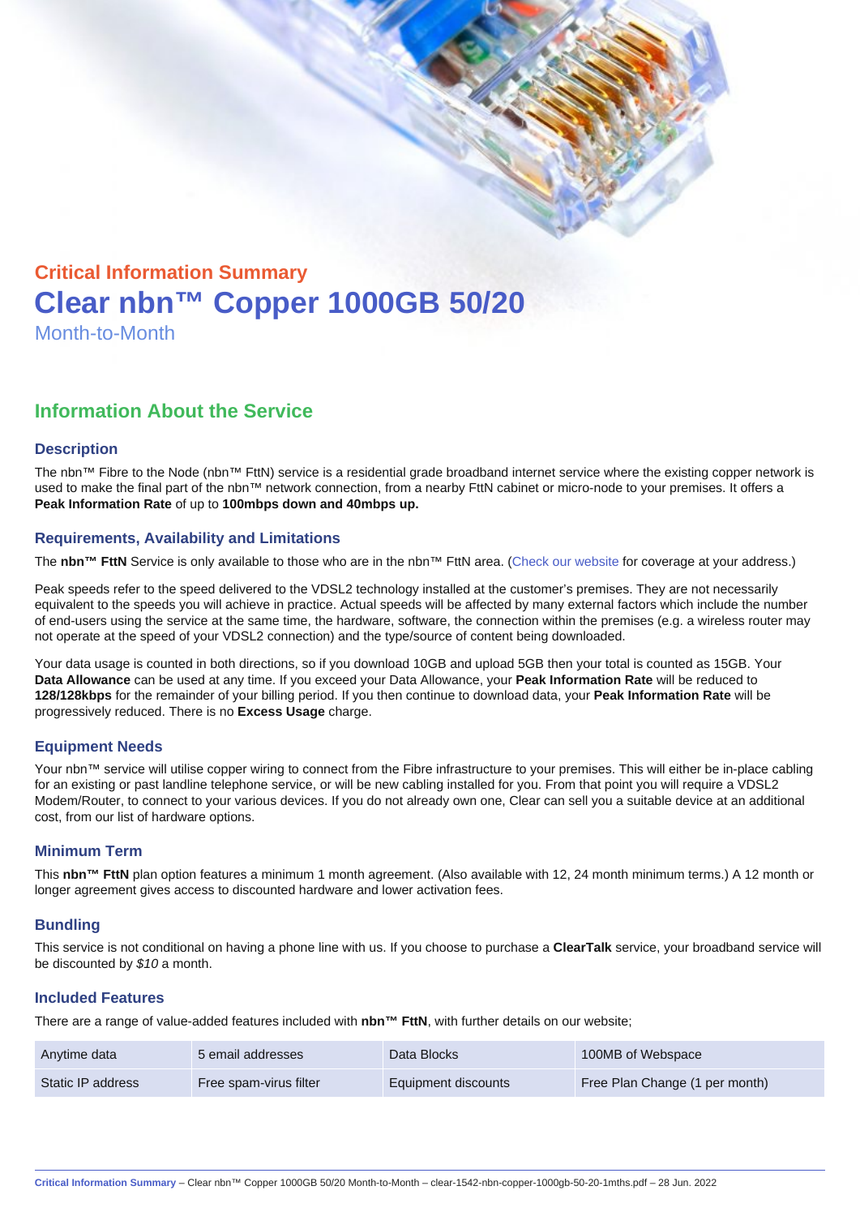## Critical Information Summary

# Clear nbn™ Copper 1000GB 50/20

Month-to-Month

## Information About the Service

### Description

The nbn™ Fibre to the Node (nbn™ FttN) service is a residential grade broadband internet service where the existing copper network is used to make the final part of the nbn™ network connection, from a nearby FttN cabinet or micro-node to your premises. It offers a **Peak Information Rate** of up to **100mbps down and 40mbps up.**

### Requirements, Availability and Limitations

The **nbn™ FttN** Service is only available to those who are in the nbn™ FttN area. (Check our website for coverage at your address.)

Peak speeds refer to the speed delivered to the VDSL2 technology installed at the customer's premises. They are not necessarily equivalent to the speeds you will achieve in practice. Actual speeds will be affected by many external factors which include the number of end-users using the service at the same time, the hardware, software, the connection within the premises (e.g. a wireless router may not operate at the speed of your VDSL2 connection) and the type/source of content being downloaded.

Your data usage is counted in both directions, so if you download 10GB and upload 5GB then your total is counted as 15GB. Your **Data Allowance** can be used at any time. If you exceed your Data Allowance, your **Peak Information Rate** will be reduced to **128/128kbps** for the remainder of your billing period. If you then continue to download data, your **Peak Information Rate** will be progressively reduced. There is no **Excess Usage** charge.

### Equipment Needs

Your nbn™ service will utilise copper wiring to connect from the Fibre infrastructure to your premises. This will either be in-place cabling for an existing or past landline telephone service, or will be new cabling installed for you. From that point you will require a VDSL2 Modem/Router, to connect to your various devices. If you do not already own one, Clear can sell you a suitable device at an additional cost, from our list of hardware options.

### Minimum Term

This **nbn™ FttN** plan option features a minimum 1 month agreement. (Also available with 12, 24 month minimum terms.) A 12 month or longer agreement gives access to discounted hardware and lower activation fees.

### Bundling

This service is not conditional on having a phone line with us. If you choose to purchase a **ClearTalk** service, your broadband service will be discounted by *$10* a month.

### Included Features

There are a range of value-added features included with **nbn™ FttN**, with further details on our website;

| | | | |
|---|---|---|---|
| Anytime data | 5 email addresses | Data Blocks | 100MB of Webspace |
| Static IP address | Free spam-virus filter | Equipment discounts | Free Plan Change (1 per month) |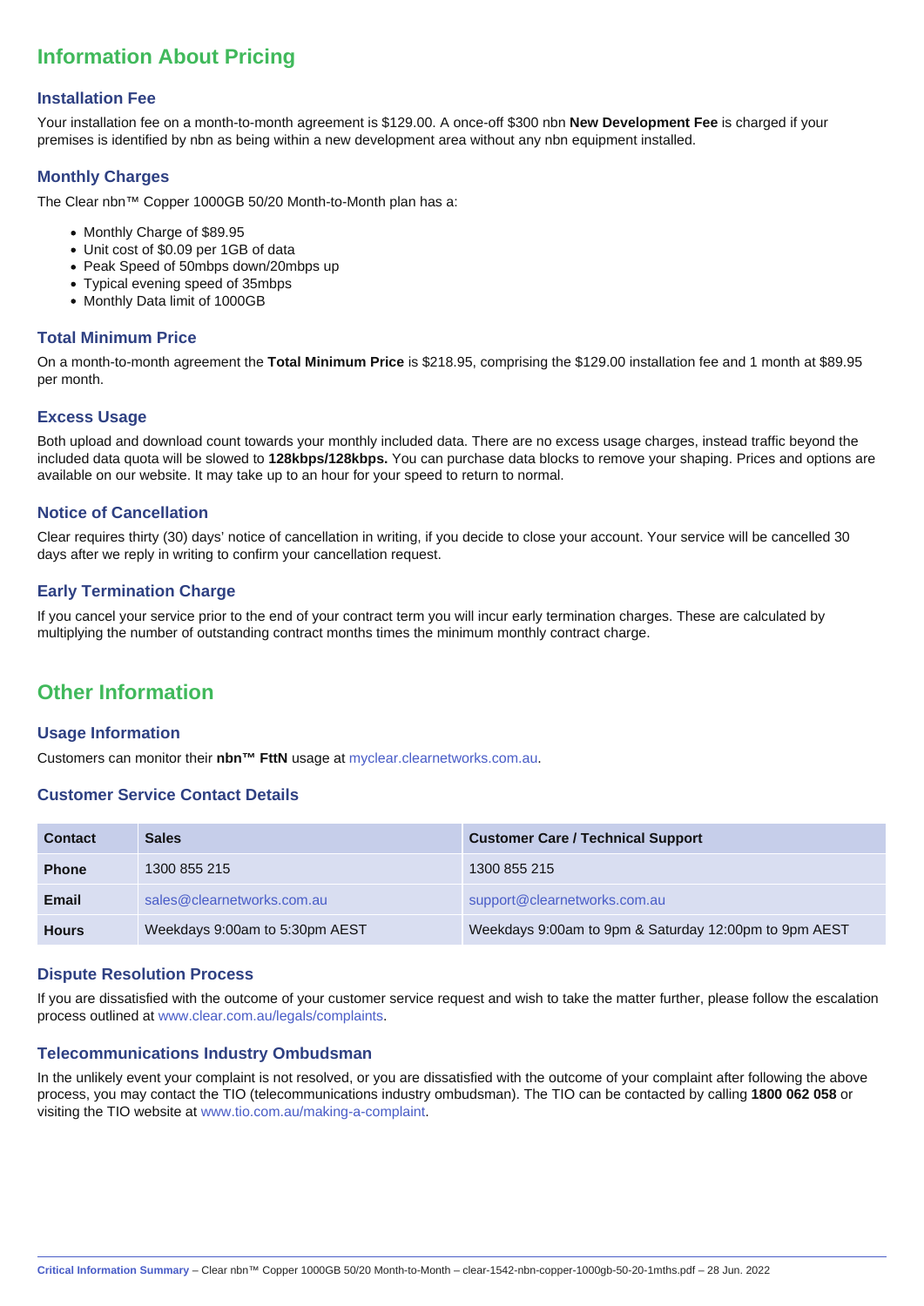# Information About Pricing

## Installation Fee

Your installation fee on a month-to-month agreement is $129.00. A once-off $300 nbn **New Development Fee** is charged if your premises is identified by nbn as being within a new development area without any nbn equipment installed.

## Monthly Charges

The Clear nbn™ Copper 1000GB 50/20 Month-to-Month plan has a:

- Monthly Charge of $89.95
- Unit cost of $0.09 per 1GB of data
- Peak Speed of 50mbps down/20mbps up
- Typical evening speed of 35mbps
- Monthly Data limit of 1000GB

## Total Minimum Price

On a month-to-month agreement the **Total Minimum Price** is $218.95, comprising the $129.00 installation fee and 1 month at $89.95 per month.

## Excess Usage

Both upload and download count towards your monthly included data. There are no excess usage charges, instead traffic beyond the included data quota will be slowed to **128kbps/128kbps.** You can purchase data blocks to remove your shaping. Prices and options are available on our website. It may take up to an hour for your speed to return to normal.

## Notice of Cancellation

Clear requires thirty (30) days' notice of cancellation in writing, if you decide to close your account. Your service will be cancelled 30 days after we reply in writing to confirm your cancellation request.

## Early Termination Charge

If you cancel your service prior to the end of your contract term you will incur early termination charges. These are calculated by multiplying the number of outstanding contract months times the minimum monthly contract charge.

# Other Information

## Usage Information

Customers can monitor their **nbn™ FttN** usage at myclear.clearnetworks.com.au.

## Customer Service Contact Details

| Contact | Sales | Customer Care / Technical Support |
|---|---|---|
| **Phone** | 1300 855 215 | 1300 855 215 |
| **Email** | sales@clearnetworks.com.au | support@clearnetworks.com.au |
| **Hours** | Weekdays 9:00am to 5:30pm AEST | Weekdays 9:00am to 9pm & Saturday 12:00pm to 9pm AEST |

## Dispute Resolution Process

If you are dissatisfied with the outcome of your customer service request and wish to take the matter further, please follow the escalation process outlined at www.clear.com.au/legals/complaints.

## Telecommunications Industry Ombudsman

In the unlikely event your complaint is not resolved, or you are dissatisfied with the outcome of your complaint after following the above process, you may contact the TIO (telecommunications industry ombudsman). The TIO can be contacted by calling **1800 062 058** or visiting the TIO website at www.tio.com.au/making-a-complaint.